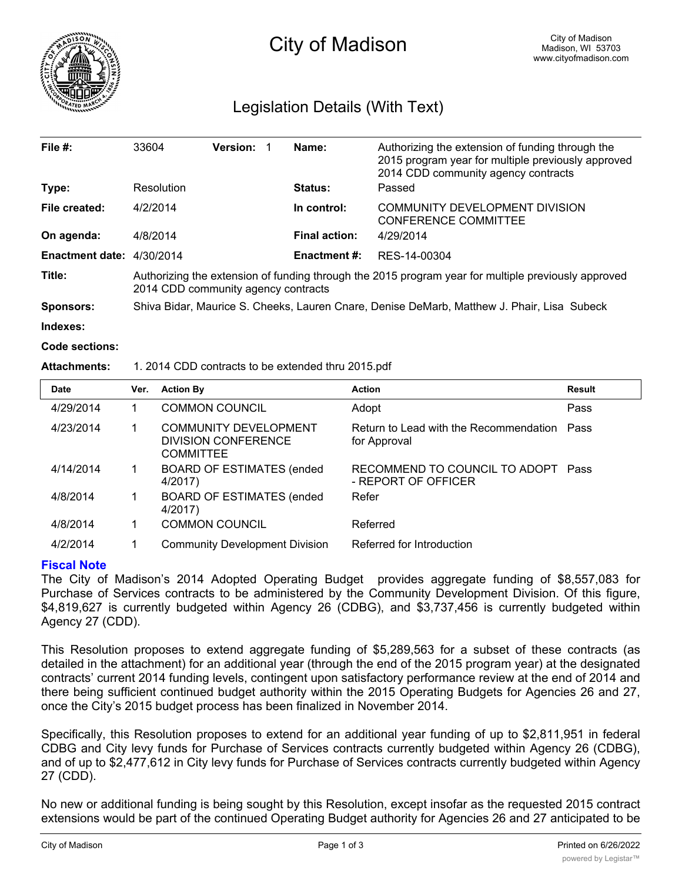# City of Madison

City of Madison
Madison, WI 53703
www.cityofmadison.com

## Legislation Details (With Text)

| | | | |
|---|---|---|---|
| **File #:** | 33604 **Version:** 1 | **Name:** | Authorizing the extension of funding through the 2015 program year for multiple previously approved 2014 CDD community agency contracts |
| **Type:** | Resolution | **Status:** | Passed |
| **File created:** | 4/2/2014 | **In control:** | COMMUNITY DEVELOPMENT DIVISION CONFERENCE COMMITTEE |
| **On agenda:** | 4/8/2014 | **Final action:** | 4/29/2014 |
| **Enactment date:** | 4/30/2014 | **Enactment #:** | RES-14-00304 |

**Title:** Authorizing the extension of funding through the 2015 program year for multiple previously approved 2014 CDD community agency contracts

**Sponsors:** Shiva Bidar, Maurice S. Cheeks, Lauren Cnare, Denise DeMarb, Matthew J. Phair, Lisa Subeck

**Indexes:**

**Code sections:**

**Attachments:** 1. 2014 CDD contracts to be extended thru 2015.pdf

| Date | Ver. | Action By | Action | Result |
|---|---|---|---|---|
| 4/29/2014 | 1 | COMMON COUNCIL | Adopt | Pass |
| 4/23/2014 | 1 | COMMUNITY DEVELOPMENT DIVISION CONFERENCE COMMITTEE | Return to Lead with the Recommendation for Approval | Pass |
| 4/14/2014 | 1 | BOARD OF ESTIMATES (ended 4/2017) | RECOMMEND TO COUNCIL TO ADOPT - REPORT OF OFFICER | Pass |
| 4/8/2014 | 1 | BOARD OF ESTIMATES (ended 4/2017) | Refer | |
| 4/8/2014 | 1 | COMMON COUNCIL | Referred | |
| 4/2/2014 | 1 | Community Development Division | Referred for Introduction | |

### Fiscal Note

The City of Madison's 2014 Adopted Operating Budget provides aggregate funding of $8,557,083 for Purchase of Services contracts to be administered by the Community Development Division. Of this figure, $4,819,627 is currently budgeted within Agency 26 (CDBG), and $3,737,456 is currently budgeted within Agency 27 (CDD).

This Resolution proposes to extend aggregate funding of $5,289,563 for a subset of these contracts (as detailed in the attachment) for an additional year (through the end of the 2015 program year) at the designated contracts' current 2014 funding levels, contingent upon satisfactory performance review at the end of 2014 and there being sufficient continued budget authority within the 2015 Operating Budgets for Agencies 26 and 27, once the City's 2015 budget process has been finalized in November 2014.

Specifically, this Resolution proposes to extend for an additional year funding of up to $2,811,951 in federal CDBG and City levy funds for Purchase of Services contracts currently budgeted within Agency 26 (CDBG), and of up to $2,477,612 in City levy funds for Purchase of Services contracts currently budgeted within Agency 27 (CDD).

No new or additional funding is being sought by this Resolution, except insofar as the requested 2015 contract extensions would be part of the continued Operating Budget authority for Agencies 26 and 27 anticipated to be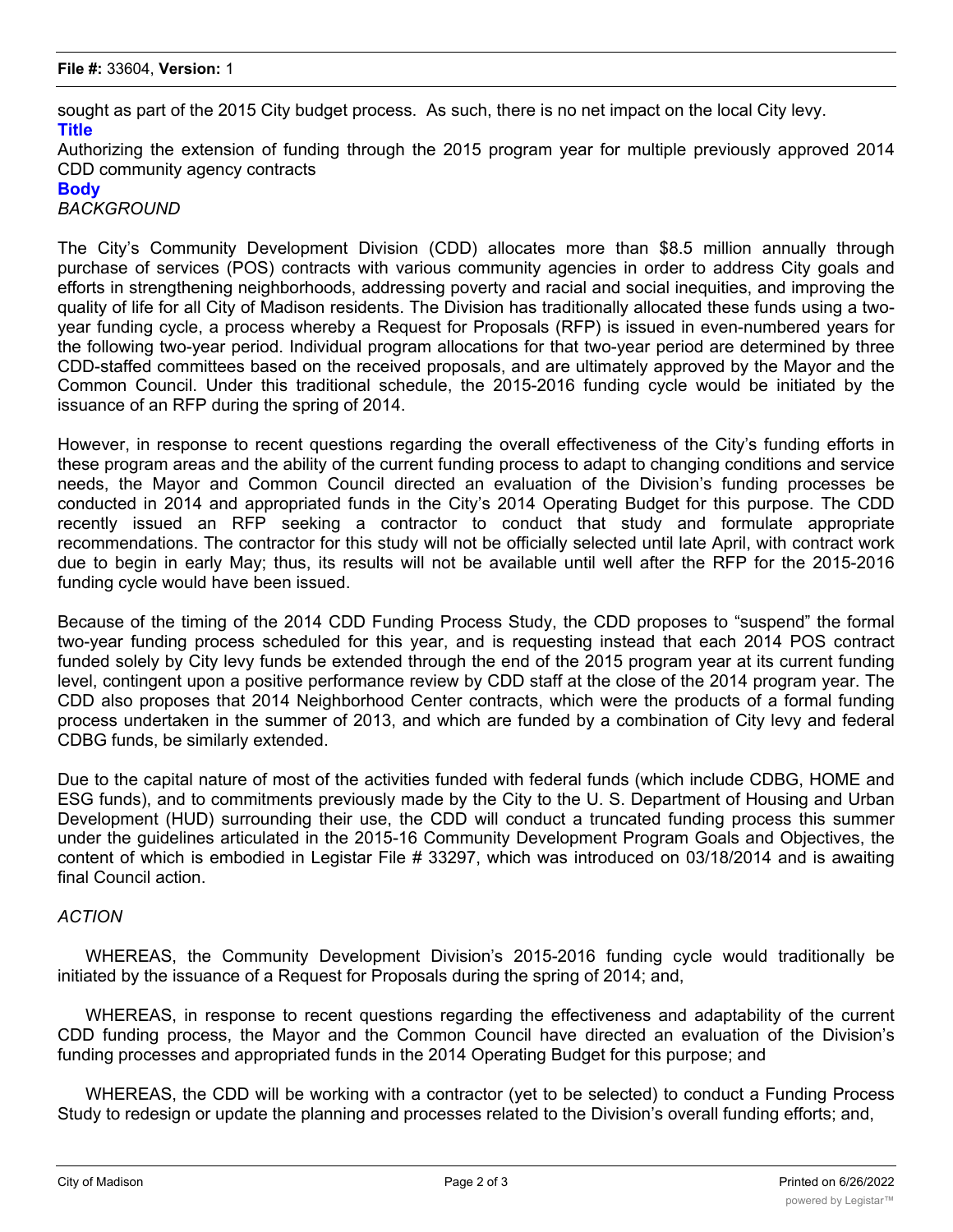sought as part of the 2015 City budget process. As such, there is no net impact on the local City levy.

**Title**

Authorizing the extension of funding through the 2015 program year for multiple previously approved 2014 CDD community agency contracts

**Body**

*BACKGROUND*

The City's Community Development Division (CDD) allocates more than $8.5 million annually through purchase of services (POS) contracts with various community agencies in order to address City goals and efforts in strengthening neighborhoods, addressing poverty and racial and social inequities, and improving the quality of life for all City of Madison residents. The Division has traditionally allocated these funds using a two-year funding cycle, a process whereby a Request for Proposals (RFP) is issued in even-numbered years for the following two-year period. Individual program allocations for that two-year period are determined by three CDD-staffed committees based on the received proposals, and are ultimately approved by the Mayor and the Common Council. Under this traditional schedule, the 2015-2016 funding cycle would be initiated by the issuance of an RFP during the spring of 2014.

However, in response to recent questions regarding the overall effectiveness of the City's funding efforts in these program areas and the ability of the current funding process to adapt to changing conditions and service needs, the Mayor and Common Council directed an evaluation of the Division's funding processes be conducted in 2014 and appropriated funds in the City's 2014 Operating Budget for this purpose. The CDD recently issued an RFP seeking a contractor to conduct that study and formulate appropriate recommendations. The contractor for this study will not be officially selected until late April, with contract work due to begin in early May; thus, its results will not be available until well after the RFP for the 2015-2016 funding cycle would have been issued.

Because of the timing of the 2014 CDD Funding Process Study, the CDD proposes to "suspend" the formal two-year funding process scheduled for this year, and is requesting instead that each 2014 POS contract funded solely by City levy funds be extended through the end of the 2015 program year at its current funding level, contingent upon a positive performance review by CDD staff at the close of the 2014 program year. The CDD also proposes that 2014 Neighborhood Center contracts, which were the products of a formal funding process undertaken in the summer of 2013, and which are funded by a combination of City levy and federal CDBG funds, be similarly extended.

Due to the capital nature of most of the activities funded with federal funds (which include CDBG, HOME and ESG funds), and to commitments previously made by the City to the U. S. Department of Housing and Urban Development (HUD) surrounding their use, the CDD will conduct a truncated funding process this summer under the guidelines articulated in the 2015-16 Community Development Program Goals and Objectives, the content of which is embodied in Legistar File # 33297, which was introduced on 03/18/2014 and is awaiting final Council action.

*ACTION*

WHEREAS, the Community Development Division's 2015-2016 funding cycle would traditionally be initiated by the issuance of a Request for Proposals during the spring of 2014; and,

WHEREAS, in response to recent questions regarding the effectiveness and adaptability of the current CDD funding process, the Mayor and the Common Council have directed an evaluation of the Division's funding processes and appropriated funds in the 2014 Operating Budget for this purpose; and

WHEREAS, the CDD will be working with a contractor (yet to be selected) to conduct a Funding Process Study to redesign or update the planning and processes related to the Division's overall funding efforts; and,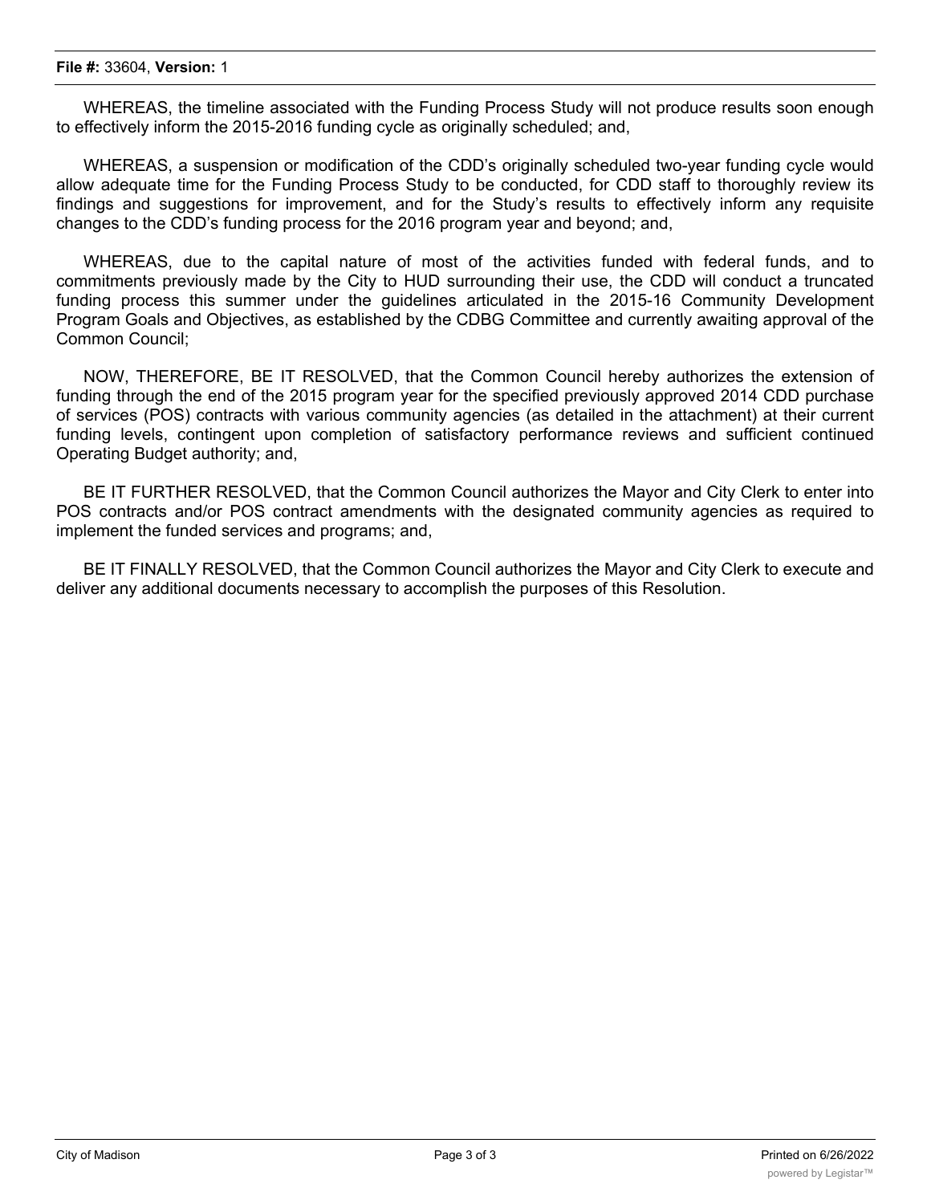WHEREAS, the timeline associated with the Funding Process Study will not produce results soon enough to effectively inform the 2015-2016 funding cycle as originally scheduled; and,

WHEREAS, a suspension or modification of the CDD's originally scheduled two-year funding cycle would allow adequate time for the Funding Process Study to be conducted, for CDD staff to thoroughly review its findings and suggestions for improvement, and for the Study's results to effectively inform any requisite changes to the CDD's funding process for the 2016 program year and beyond; and,

WHEREAS, due to the capital nature of most of the activities funded with federal funds, and to commitments previously made by the City to HUD surrounding their use, the CDD will conduct a truncated funding process this summer under the guidelines articulated in the 2015-16 Community Development Program Goals and Objectives, as established by the CDBG Committee and currently awaiting approval of the Common Council;

NOW, THEREFORE, BE IT RESOLVED, that the Common Council hereby authorizes the extension of funding through the end of the 2015 program year for the specified previously approved 2014 CDD purchase of services (POS) contracts with various community agencies (as detailed in the attachment) at their current funding levels, contingent upon completion of satisfactory performance reviews and sufficient continued Operating Budget authority; and,

BE IT FURTHER RESOLVED, that the Common Council authorizes the Mayor and City Clerk to enter into POS contracts and/or POS contract amendments with the designated community agencies as required to implement the funded services and programs; and,

BE IT FINALLY RESOLVED, that the Common Council authorizes the Mayor and City Clerk to execute and deliver any additional documents necessary to accomplish the purposes of this Resolution.